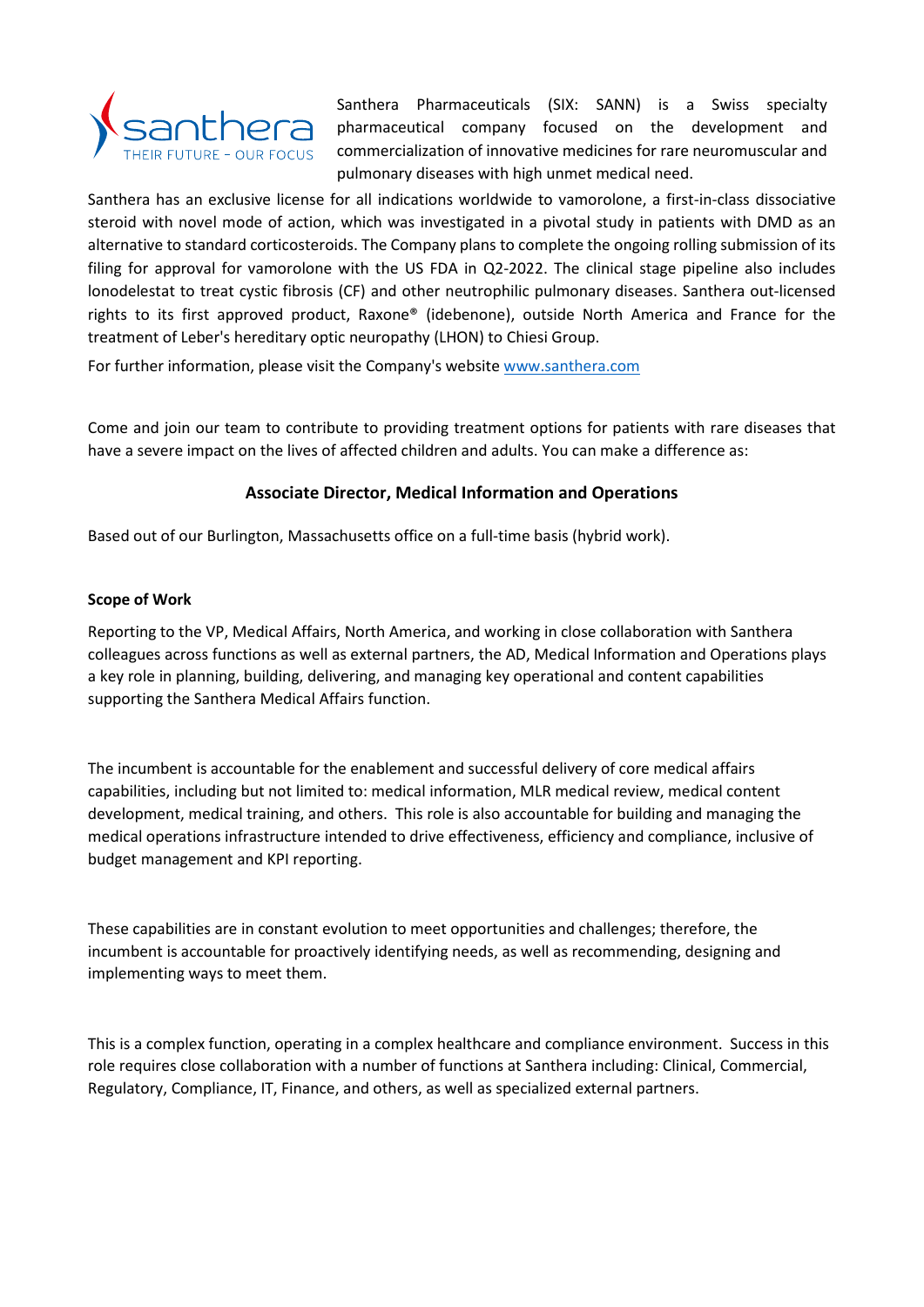Santhera Pharmaceuticals (SIX: SANN) is a Swiss specialty pharmaceutical company focused on the development and commercialization of innovative medicines for rare neuromuscular and pulmonary diseases with high unmet medical need.

Santhera has an exclusive license for all indications worldwide to vamorolone, a first-in-class dissociative steroid with novel mode of action, which was investigated in a pivotal study in patients with DMD as an alternative to standard corticosteroids. The Company plans to complete the ongoing rolling submission of its filing for approval for vamorolone with the US FDA in Q2-2022. The clinical stage pipeline also includes lonodelestat to treat cystic fibrosis (CF) and other neutrophilic pulmonary diseases. Santhera out-licensed rights to its first approved product, Raxone® (idebenone), outside North America and France for the treatment of Leber's hereditary optic neuropathy (LHON) to Chiesi Group.

For further information, please visit the Company's website [www.santhera.com](http://www.santhera.com)

Come and join our team to contribute to providing treatment options for patients with rare diseases that have a severe impact on the lives of affected children and adults. You can make a difference as:

## Associate Director, Medical Information and Operations

Based out of our Burlington, Massachusetts office on a full-time basis (hybrid work).

**Scope of Work**

Reporting to the VP, Medical Affairs, North America, and working in close collaboration with Santhera colleagues across functions as well as external partners, the AD, Medical Information and Operations plays a key role in planning, building, delivering, and managing key operational and content capabilities supporting the Santhera Medical Affairs function.

The incumbent is accountable for the enablement and successful delivery of core medical affairs capabilities, including but not limited to: medical information, MLR medical review, medical content development, medical training, and others. This role is also accountable for building and managing the medical operations infrastructure intended to drive effectiveness, efficiency and compliance, inclusive of budget management and KPI reporting.

These capabilities are in constant evolution to meet opportunities and challenges; therefore, the incumbent is accountable for proactively identifying needs, as well as recommending, designing and implementing ways to meet them.

This is a complex function, operating in a complex healthcare and compliance environment. Success in this role requires close collaboration with a number of functions at Santhera including: Clinical, Commercial, Regulatory, Compliance, IT, Finance, and others, as well as specialized external partners.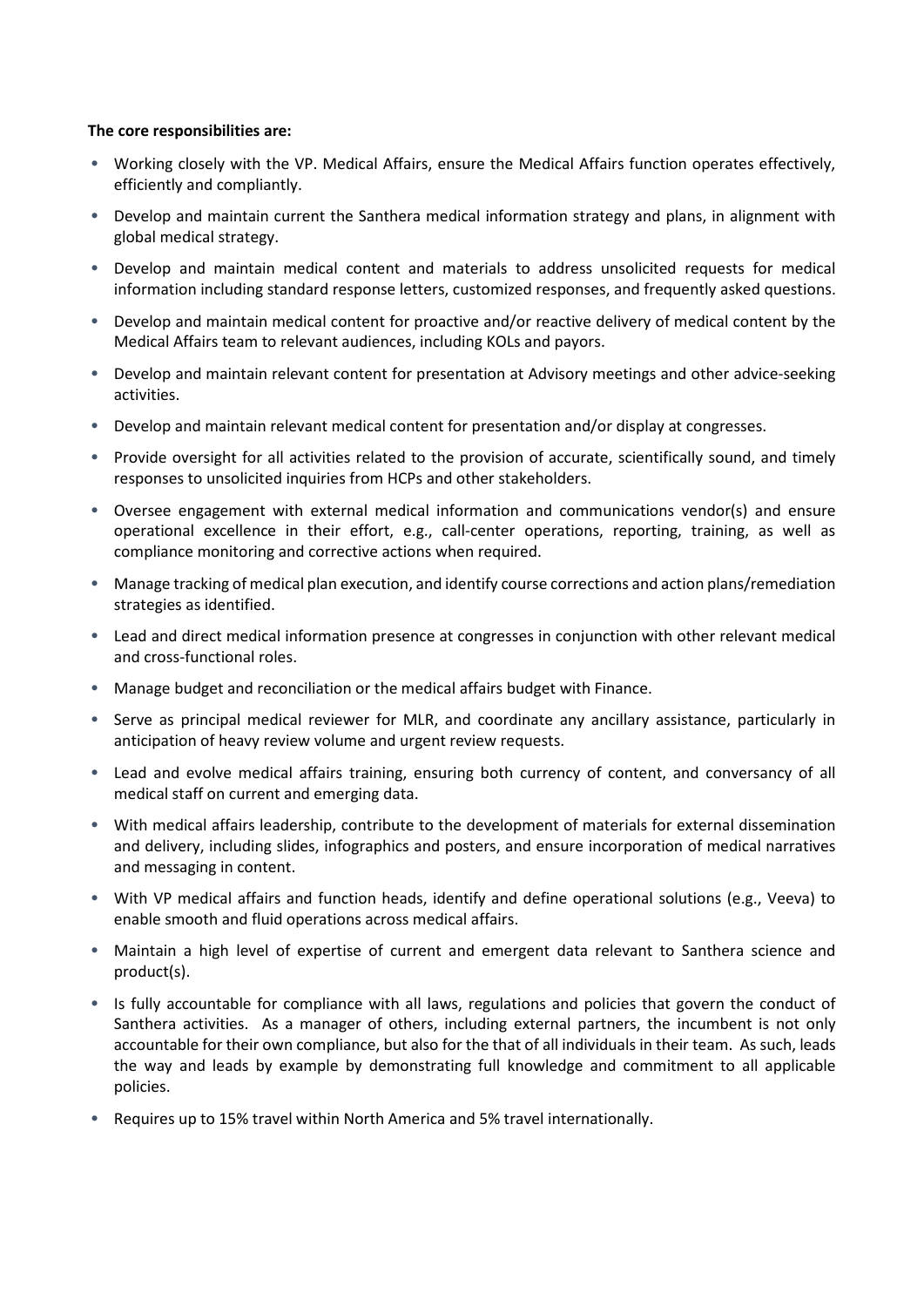**The core responsibilities are:**

- Working closely with the VP. Medical Affairs, ensure the Medical Affairs function operates effectively, efficiently and compliantly.
- Develop and maintain current the Santhera medical information strategy and plans, in alignment with global medical strategy.
- Develop and maintain medical content and materials to address unsolicited requests for medical information including standard response letters, customized responses, and frequently asked questions.
- Develop and maintain medical content for proactive and/or reactive delivery of medical content by the Medical Affairs team to relevant audiences, including KOLs and payors.
- Develop and maintain relevant content for presentation at Advisory meetings and other advice-seeking activities.
- Develop and maintain relevant medical content for presentation and/or display at congresses.
- Provide oversight for all activities related to the provision of accurate, scientifically sound, and timely responses to unsolicited inquiries from HCPs and other stakeholders.
- Oversee engagement with external medical information and communications vendor(s) and ensure operational excellence in their effort, e.g., call-center operations, reporting, training, as well as compliance monitoring and corrective actions when required.
- Manage tracking of medical plan execution, and identify course corrections and action plans/remediation strategies as identified.
- Lead and direct medical information presence at congresses in conjunction with other relevant medical and cross-functional roles.
- Manage budget and reconciliation or the medical affairs budget with Finance.
- Serve as principal medical reviewer for MLR, and coordinate any ancillary assistance, particularly in anticipation of heavy review volume and urgent review requests.
- Lead and evolve medical affairs training, ensuring both currency of content, and conversancy of all medical staff on current and emerging data.
- With medical affairs leadership, contribute to the development of materials for external dissemination and delivery, including slides, infographics and posters, and ensure incorporation of medical narratives and messaging in content.
- With VP medical affairs and function heads, identify and define operational solutions (e.g., Veeva) to enable smooth and fluid operations across medical affairs.
- Maintain a high level of expertise of current and emergent data relevant to Santhera science and product(s).
- Is fully accountable for compliance with all laws, regulations and policies that govern the conduct of Santhera activities. As a manager of others, including external partners, the incumbent is not only accountable for their own compliance, but also for the that of all individuals in their team. As such, leads the way and leads by example by demonstrating full knowledge and commitment to all applicable policies.
- Requires up to 15% travel within North America and 5% travel internationally.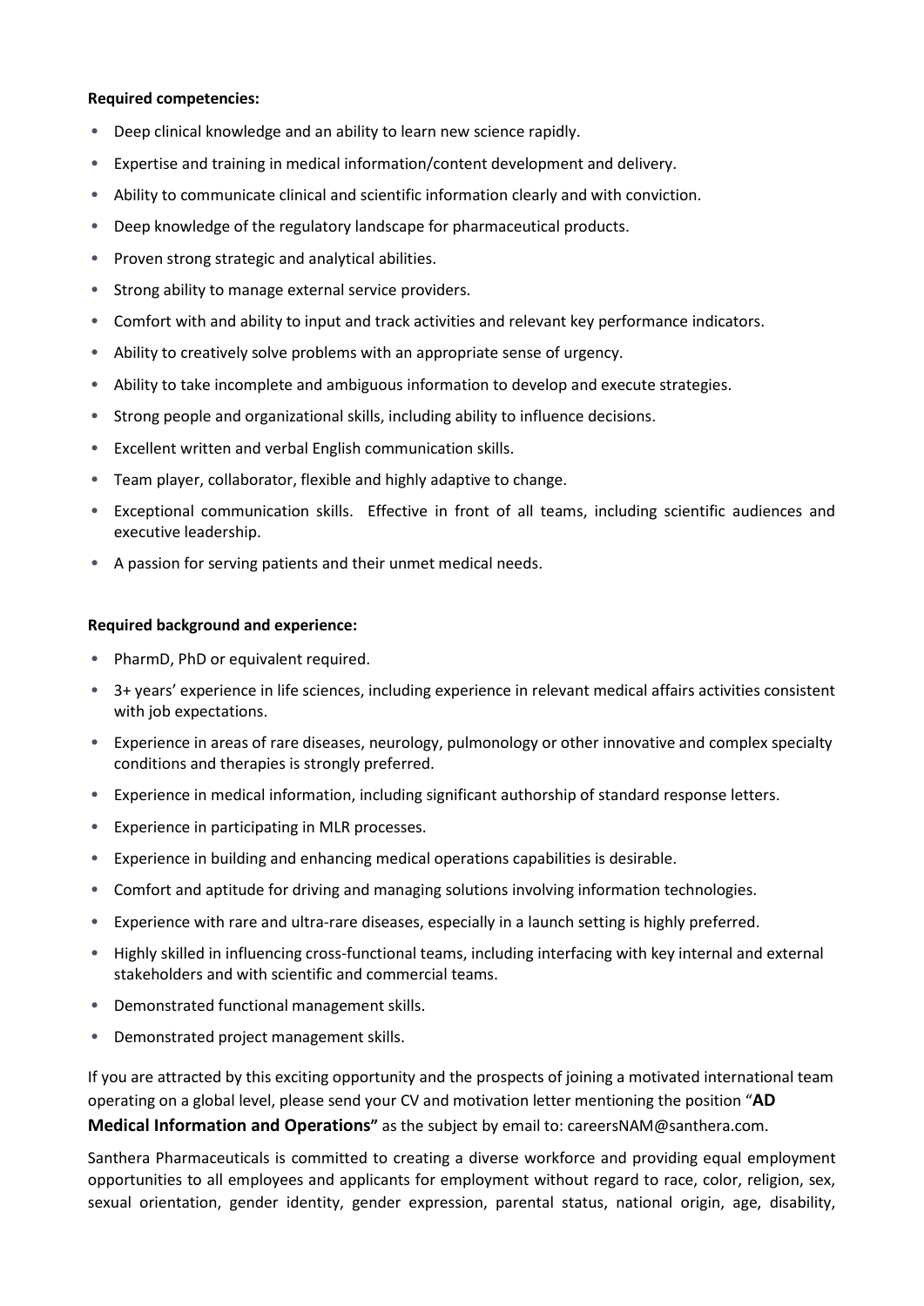**Required competencies:**

- Deep clinical knowledge and an ability to learn new science rapidly.
- Expertise and training in medical information/content development and delivery.
- Ability to communicate clinical and scientific information clearly and with conviction.
- Deep knowledge of the regulatory landscape for pharmaceutical products.
- Proven strong strategic and analytical abilities.
- Strong ability to manage external service providers.
- Comfort with and ability to input and track activities and relevant key performance indicators.
- Ability to creatively solve problems with an appropriate sense of urgency.
- Ability to take incomplete and ambiguous information to develop and execute strategies.
- Strong people and organizational skills, including ability to influence decisions.
- Excellent written and verbal English communication skills.
- Team player, collaborator, flexible and highly adaptive to change.
- Exceptional communication skills. Effective in front of all teams, including scientific audiences and executive leadership.
- A passion for serving patients and their unmet medical needs.

**Required background and experience:**

- PharmD, PhD or equivalent required.
- 3+ years' experience in life sciences, including experience in relevant medical affairs activities consistent with job expectations.
- Experience in areas of rare diseases, neurology, pulmonology or other innovative and complex specialty conditions and therapies is strongly preferred.
- Experience in medical information, including significant authorship of standard response letters.
- Experience in participating in MLR processes.
- Experience in building and enhancing medical operations capabilities is desirable.
- Comfort and aptitude for driving and managing solutions involving information technologies.
- Experience with rare and ultra-rare diseases, especially in a launch setting is highly preferred.
- Highly skilled in influencing cross-functional teams, including interfacing with key internal and external stakeholders and with scientific and commercial teams.
- Demonstrated functional management skills.
- Demonstrated project management skills.

If you are attracted by this exciting opportunity and the prospects of joining a motivated international team operating on a global level, please send your CV and motivation letter mentioning the position "**AD Medical Information and Operations"** as the subject by email to: careersNAM@santhera.com.

Santhera Pharmaceuticals is committed to creating a diverse workforce and providing equal employment opportunities to all employees and applicants for employment without regard to race, color, religion, sex, sexual orientation, gender identity, gender expression, parental status, national origin, age, disability,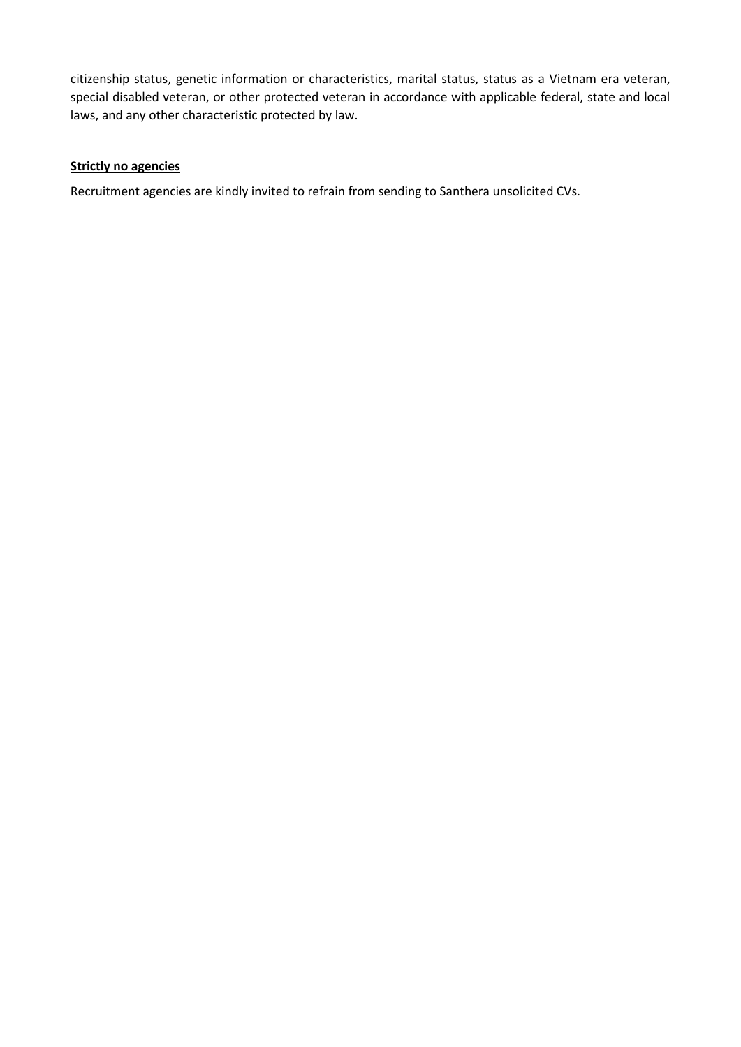citizenship status, genetic information or characteristics, marital status, status as a Vietnam era veteran, special disabled veteran, or other protected veteran in accordance with applicable federal, state and local laws, and any other characteristic protected by law.

**Strictly no agencies**

Recruitment agencies are kindly invited to refrain from sending to Santhera unsolicited CVs.